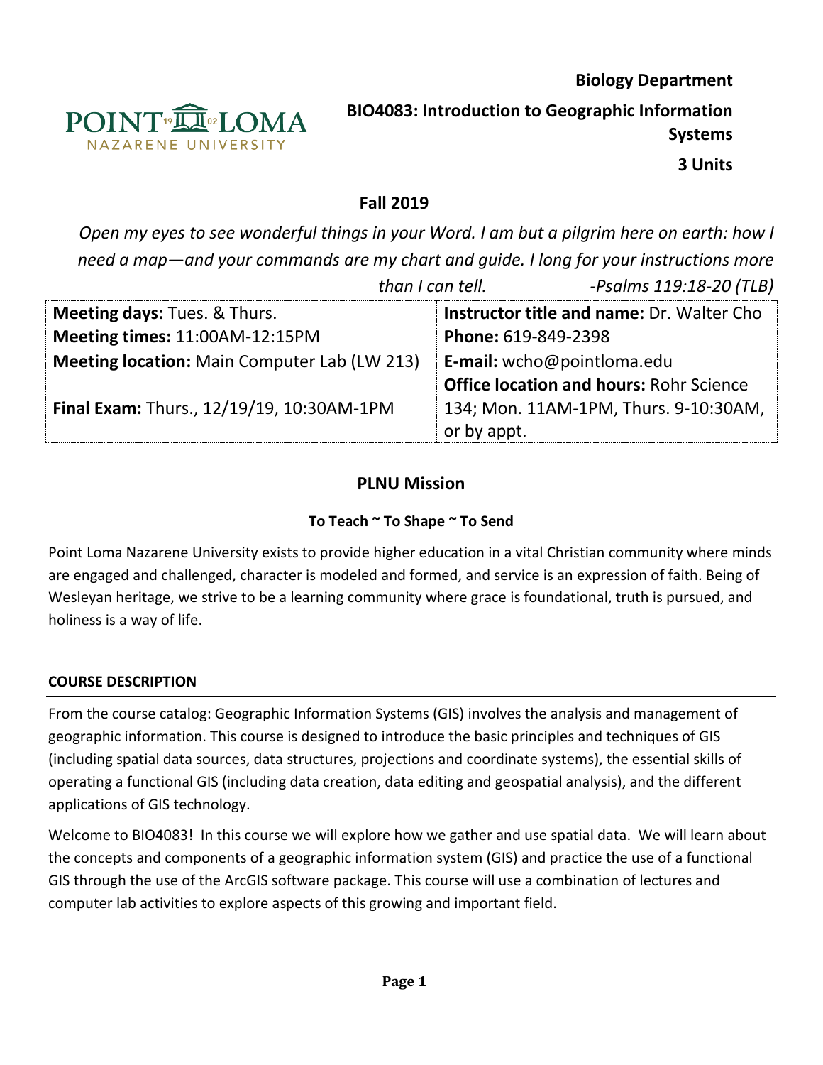**Biology Department**

**BIO4083: Introduction to Geographic Information Systems**

**3 Units**

**Fall 2019**

*Open my eyes to see wonderful things in your Word. I am but a pilgrim here on earth: how I need a map—and your commands are my chart and guide. I long for your instructions more than I can tell. -Psalms 119:18-20 (TLB)*

| **Meeting days:** Tues. & Thurs. | **Instructor title and name:** Dr. Walter Cho |
|---|---|
| **Meeting times:** 11:00AM-12:15PM | **Phone:** 619-849-2398 |
| **Meeting location:** Main Computer Lab (LW 213) | **E-mail:** wcho@pointloma.edu |
| **Final Exam:** Thurs., 12/19/19, 10:30AM-1PM | **Office location and hours:** Rohr Science 134; Mon. 11AM-1PM, Thurs. 9-10:30AM, or by appt. |

## PLNU Mission

**To Teach ~ To Shape ~ To Send**

Point Loma Nazarene University exists to provide higher education in a vital Christian community where minds are engaged and challenged, character is modeled and formed, and service is an expression of faith. Being of Wesleyan heritage, we strive to be a learning community where grace is foundational, truth is pursued, and holiness is a way of life.

### COURSE DESCRIPTION

From the course catalog: Geographic Information Systems (GIS) involves the analysis and management of geographic information. This course is designed to introduce the basic principles and techniques of GIS (including spatial data sources, data structures, projections and coordinate systems), the essential skills of operating a functional GIS (including data creation, data editing and geospatial analysis), and the different applications of GIS technology.

Welcome to BIO4083! In this course we will explore how we gather and use spatial data. We will learn about the concepts and components of a geographic information system (GIS) and practice the use of a functional GIS through the use of the ArcGIS software package. This course will use a combination of lectures and computer lab activities to explore aspects of this growing and important field.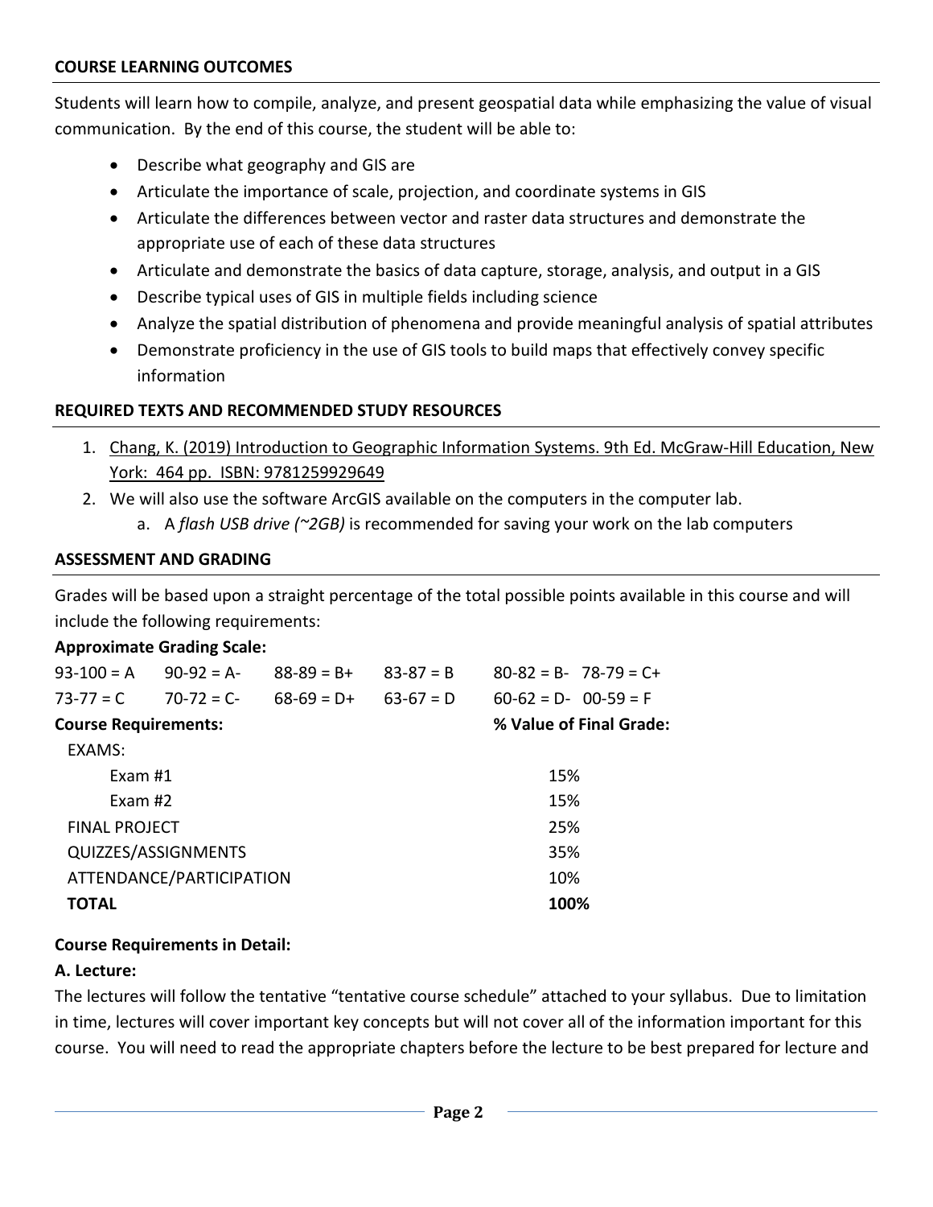## COURSE LEARNING OUTCOMES

Students will learn how to compile, analyze, and present geospatial data while emphasizing the value of visual communication. By the end of this course, the student will be able to:

- Describe what geography and GIS are
- Articulate the importance of scale, projection, and coordinate systems in GIS
- Articulate the differences between vector and raster data structures and demonstrate the appropriate use of each of these data structures
- Articulate and demonstrate the basics of data capture, storage, analysis, and output in a GIS
- Describe typical uses of GIS in multiple fields including science
- Analyze the spatial distribution of phenomena and provide meaningful analysis of spatial attributes
- Demonstrate proficiency in the use of GIS tools to build maps that effectively convey specific information

## REQUIRED TEXTS AND RECOMMENDED STUDY RESOURCES

1. Chang, K. (2019) Introduction to Geographic Information Systems. 9th Ed. McGraw-Hill Education, New York: 464 pp. ISBN: 9781259929649
2. We will also use the software ArcGIS available on the computers in the computer lab.
   a. A *flash USB drive (~2GB)* is recommended for saving your work on the lab computers

## ASSESSMENT AND GRADING

Grades will be based upon a straight percentage of the total possible points available in this course and will include the following requirements:

**Approximate Grading Scale:**

| | | | | | |
|---|---|---|---|---|---|
| 93-100 = A | 90-92 = A- | 88-89 = B+ | 83-87 = B | 80-82 = B- | 78-79 = C+ |
| 73-77 = C | 70-72 = C- | 68-69 = D+ | 63-67 = D | 60-62 = D- | 00-59 = F |

| **Course Requirements:** | **% Value of Final Grade:** |
|---|---|
| EXAMS: | |
| Exam #1 | 15% |
| Exam #2 | 15% |
| FINAL PROJECT | 25% |
| QUIZZES/ASSIGNMENTS | 35% |
| ATTENDANCE/PARTICIPATION | 10% |
| **TOTAL** | **100%** |

### Course Requirements in Detail:

**A. Lecture:**

The lectures will follow the tentative "tentative course schedule" attached to your syllabus. Due to limitation in time, lectures will cover important key concepts but will not cover all of the information important for this course. You will need to read the appropriate chapters before the lecture to be best prepared for lecture and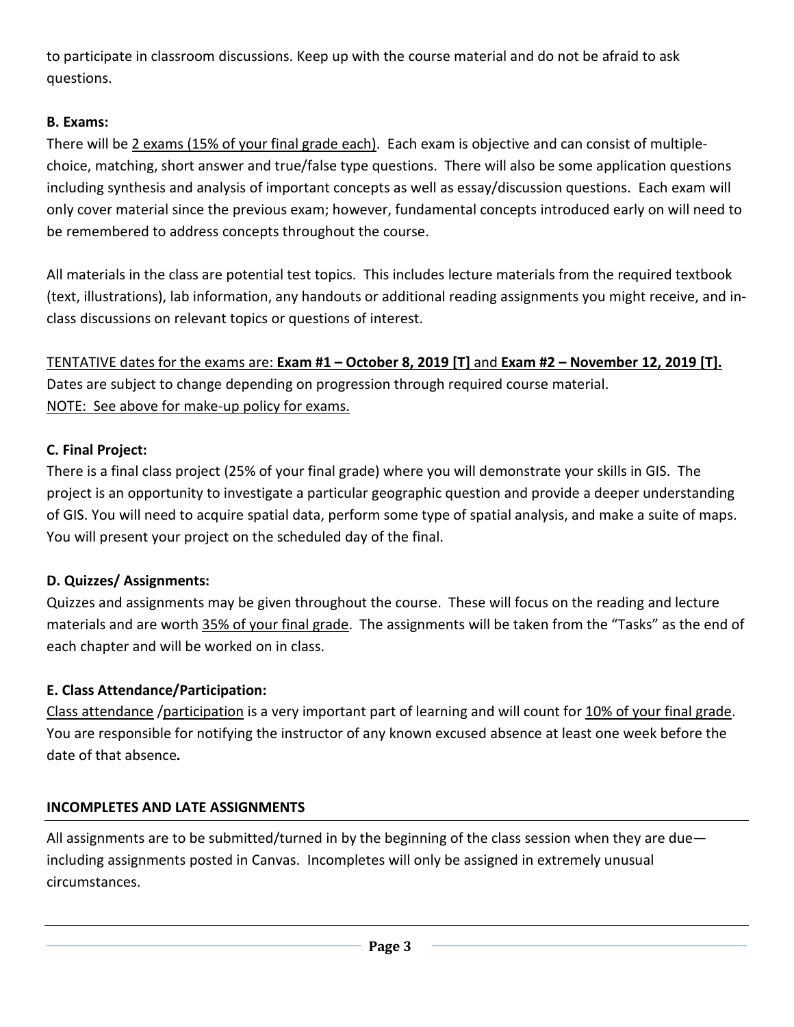to participate in classroom discussions. Keep up with the course material and do not be afraid to ask questions.

**B. Exams:**

There will be <u>2 exams (15% of your final grade each)</u>. Each exam is objective and can consist of multiple-choice, matching, short answer and true/false type questions. There will also be some application questions including synthesis and analysis of important concepts as well as essay/discussion questions. Each exam will only cover material since the previous exam; however, fundamental concepts introduced early on will need to be remembered to address concepts throughout the course.

All materials in the class are potential test topics. This includes lecture materials from the required textbook (text, illustrations), lab information, any handouts or additional reading assignments you might receive, and in-class discussions on relevant topics or questions of interest.

<u>TENTATIVE dates for the exams are: **Exam #1 – October 8, 2019 [T]** and **Exam #2 – November 12, 2019 [T].**</u>
Dates are subject to change depending on progression through required course material.
<u>NOTE: See above for make-up policy for exams.</u>

**C. Final Project:**

There is a final class project (25% of your final grade) where you will demonstrate your skills in GIS. The project is an opportunity to investigate a particular geographic question and provide a deeper understanding of GIS. You will need to acquire spatial data, perform some type of spatial analysis, and make a suite of maps. You will present your project on the scheduled day of the final.

**D. Quizzes/ Assignments:**

Quizzes and assignments may be given throughout the course. These will focus on the reading and lecture materials and are worth <u>35% of your final grade</u>. The assignments will be taken from the "Tasks" as the end of each chapter and will be worked on in class.

**E. Class Attendance/Participation:**

<u>Class attendance</u> /<u>participation</u> is a very important part of learning and will count for <u>10% of your final grade</u>. You are responsible for notifying the instructor of any known excused absence at least one week before the date of that absence***.***

**INCOMPLETES AND LATE ASSIGNMENTS**

All assignments are to be submitted/turned in by the beginning of the class session when they are due—including assignments posted in Canvas. Incompletes will only be assigned in extremely unusual circumstances.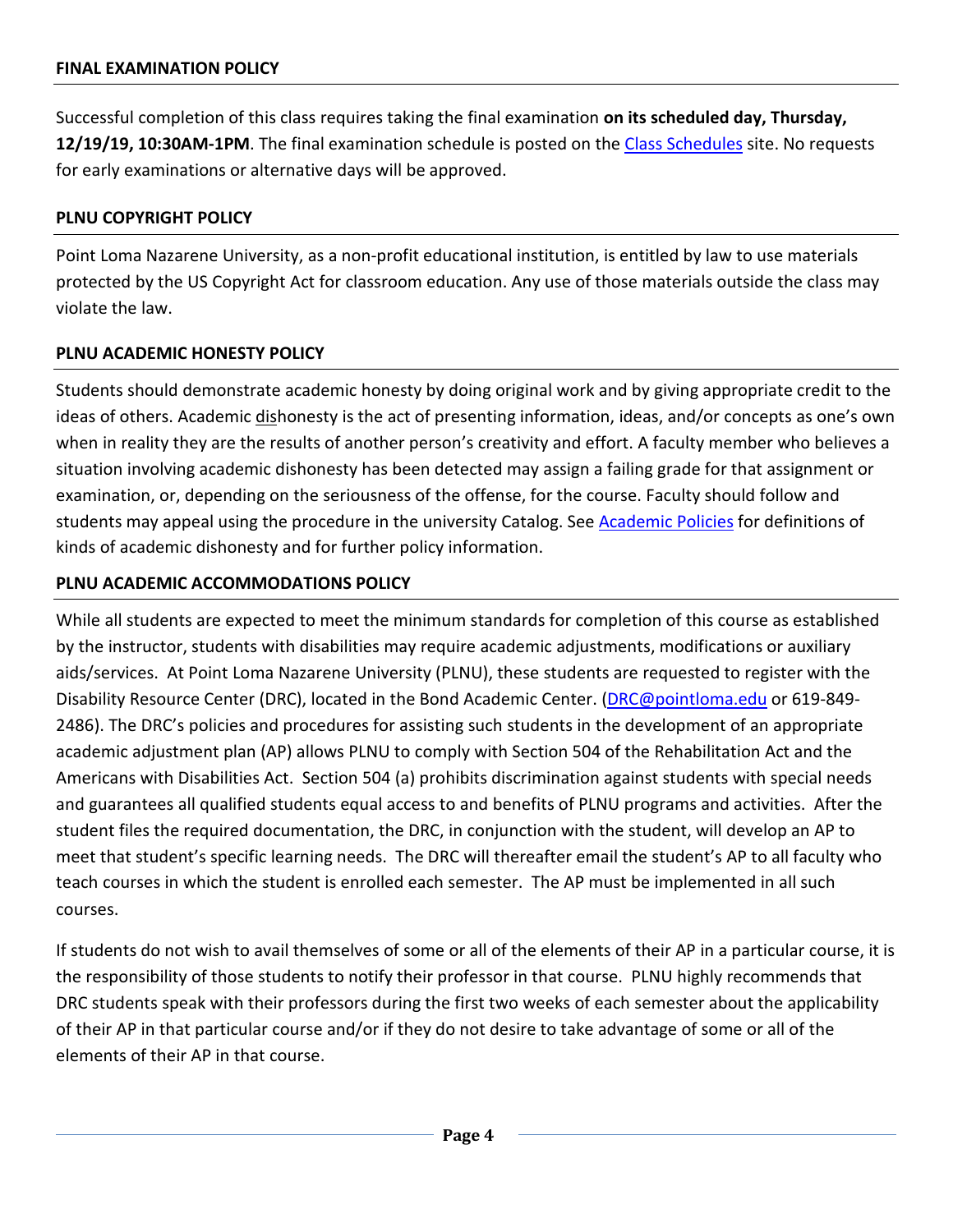## FINAL EXAMINATION POLICY

Successful completion of this class requires taking the final examination **on its scheduled day, Thursday, 12/19/19, 10:30AM-1PM**. The final examination schedule is posted on the [Class Schedules](Class Schedules) site. No requests for early examinations or alternative days will be approved.

## PLNU COPYRIGHT POLICY

Point Loma Nazarene University, as a non-profit educational institution, is entitled by law to use materials protected by the US Copyright Act for classroom education. Any use of those materials outside the class may violate the law.

## PLNU ACADEMIC HONESTY POLICY

Students should demonstrate academic honesty by doing original work and by giving appropriate credit to the ideas of others. Academic <u>dis</u>honesty is the act of presenting information, ideas, and/or concepts as one's own when in reality they are the results of another person's creativity and effort. A faculty member who believes a situation involving academic dishonesty has been detected may assign a failing grade for that assignment or examination, or, depending on the seriousness of the offense, for the course. Faculty should follow and students may appeal using the procedure in the university Catalog. See [Academic Policies](Academic Policies) for definitions of kinds of academic dishonesty and for further policy information.

## PLNU ACADEMIC ACCOMMODATIONS POLICY

While all students are expected to meet the minimum standards for completion of this course as established by the instructor, students with disabilities may require academic adjustments, modifications or auxiliary aids/services. At Point Loma Nazarene University (PLNU), these students are requested to register with the Disability Resource Center (DRC), located in the Bond Academic Center. ([DRC@pointloma.edu](mailto:DRC@pointloma.edu) or 619-849-2486). The DRC's policies and procedures for assisting such students in the development of an appropriate academic adjustment plan (AP) allows PLNU to comply with Section 504 of the Rehabilitation Act and the Americans with Disabilities Act. Section 504 (a) prohibits discrimination against students with special needs and guarantees all qualified students equal access to and benefits of PLNU programs and activities. After the student files the required documentation, the DRC, in conjunction with the student, will develop an AP to meet that student's specific learning needs. The DRC will thereafter email the student's AP to all faculty who teach courses in which the student is enrolled each semester. The AP must be implemented in all such courses.

If students do not wish to avail themselves of some or all of the elements of their AP in a particular course, it is the responsibility of those students to notify their professor in that course. PLNU highly recommends that DRC students speak with their professors during the first two weeks of each semester about the applicability of their AP in that particular course and/or if they do not desire to take advantage of some or all of the elements of their AP in that course.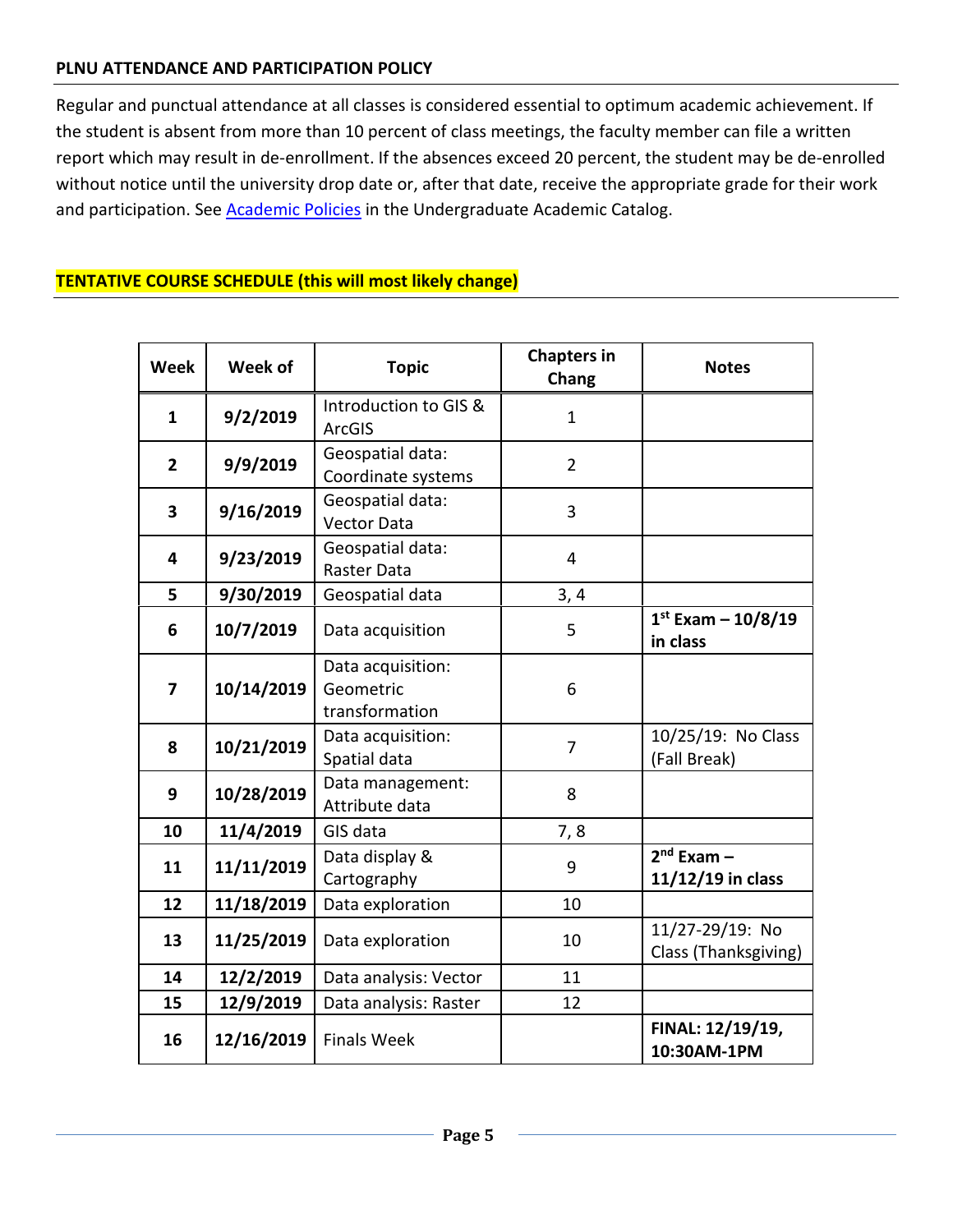**PLNU ATTENDANCE AND PARTICIPATION POLICY**

Regular and punctual attendance at all classes is considered essential to optimum academic achievement. If the student is absent from more than 10 percent of class meetings, the faculty member can file a written report which may result in de-enrollment. If the absences exceed 20 percent, the student may be de-enrolled without notice until the university drop date or, after that date, receive the appropriate grade for their work and participation. See Academic Policies in the Undergraduate Academic Catalog.

**TENTATIVE COURSE SCHEDULE (this will most likely change)**

| Week | Week of | Topic | Chapters in Chang | Notes |
|---|---|---|---|---|
| **1** | **9/2/2019** | Introduction to GIS & ArcGIS | 1 | |
| **2** | **9/9/2019** | Geospatial data: Coordinate systems | 2 | |
| **3** | **9/16/2019** | Geospatial data: Vector Data | 3 | |
| **4** | **9/23/2019** | Geospatial data: Raster Data | 4 | |
| **5** | **9/30/2019** | Geospatial data | 3, 4 | |
| **6** | **10/7/2019** | Data acquisition | 5 | **1st Exam – 10/8/19 in class** |
| **7** | **10/14/2019** | Data acquisition: Geometric transformation | 6 | |
| **8** | **10/21/2019** | Data acquisition: Spatial data | 7 | 10/25/19: No Class (Fall Break) |
| **9** | **10/28/2019** | Data management: Attribute data | 8 | |
| **10** | **11/4/2019** | GIS data | 7, 8 | |
| **11** | **11/11/2019** | Data display & Cartography | 9 | **2nd Exam – 11/12/19 in class** |
| **12** | **11/18/2019** | Data exploration | 10 | |
| **13** | **11/25/2019** | Data exploration | 10 | 11/27-29/19: No Class (Thanksgiving) |
| **14** | **12/2/2019** | Data analysis: Vector | 11 | |
| **15** | **12/9/2019** | Data analysis: Raster | 12 | |
| **16** | **12/16/2019** | Finals Week | | **FINAL: 12/19/19, 10:30AM-1PM** |